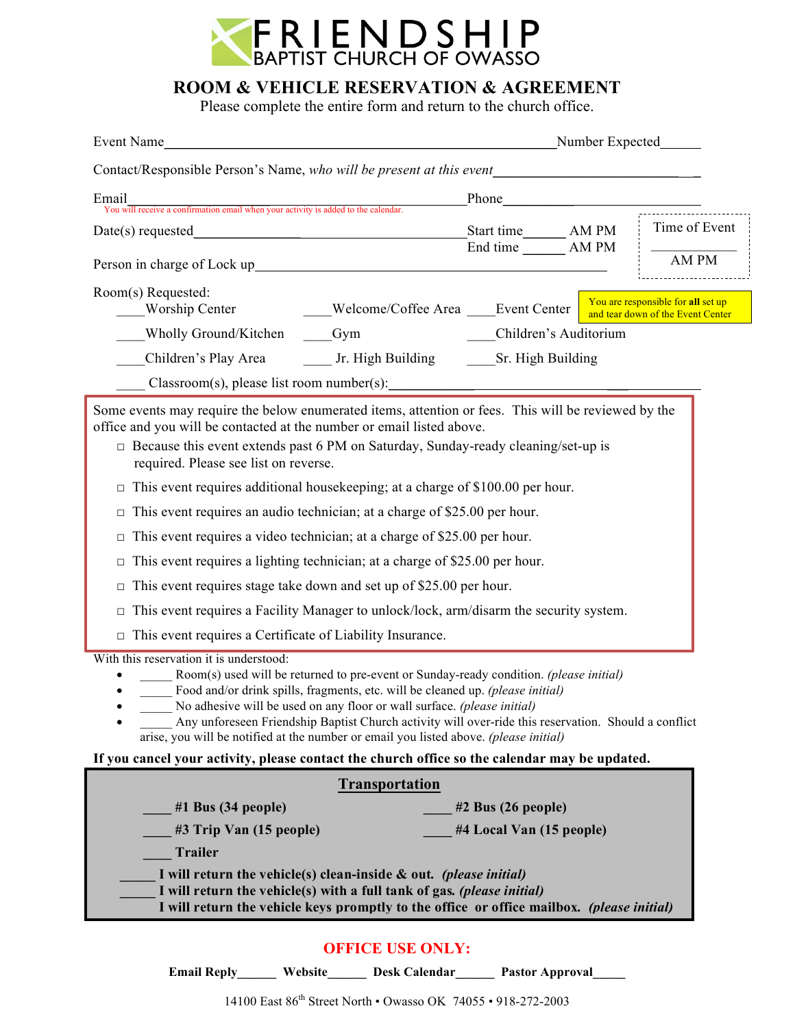# FRIENDSHIP BAPTIST CHURCH OF OWASSO

## ROOM & VEHICLE RESERVATION & AGREEMENT

Please complete the entire form and return to the church office.

Event Name________________________________________________ Number Expected______

Contact/Responsible Person's Name, *who will be present at this event*______________________________

Email________________________________________________ Phone______________________
You will receive a confirmation email when your activity is added to the calendar.

Date(s) requested______________________________________ Start time______ AM PM
End time ______ AM PM

Time of Event ____________ AM PM

Person in charge of Lock up____________________________________________

Room(s) Requested:

____Worship Center ____Welcome/Coffee Area ____Event Center

You are responsible for **all** set up and tear down of the Event Center

____Wholly Ground/Kitchen ____Gym ____Children's Auditorium

____Children's Play Area ____ Jr. High Building ____Sr. High Building

____ Classroom(s), please list room number(s):________________________________

Some events may require the below enumerated items, attention or fees. This will be reviewed by the office and you will be contacted at the number or email listed above.

- □ Because this event extends past 6 PM on Saturday, Sunday-ready cleaning/set-up is required. Please see list on reverse.
- □ This event requires additional housekeeping; at a charge of $100.00 per hour.
- □ This event requires an audio technician; at a charge of $25.00 per hour.
- □ This event requires a video technician; at a charge of $25.00 per hour.
- □ This event requires a lighting technician; at a charge of $25.00 per hour.
- □ This event requires stage take down and set up of $25.00 per hour.
- □ This event requires a Facility Manager to unlock/lock, arm/disarm the security system.
- □ This event requires a Certificate of Liability Insurance.

With this reservation it is understood:

- _____ Room(s) used will be returned to pre-event or Sunday-ready condition. *(please initial)*
- _____ Food and/or drink spills, fragments, etc. will be cleaned up. *(please initial)*
- _____ No adhesive will be used on any floor or wall surface. *(please initial)*
- _____ Any unforeseen Friendship Baptist Church activity will over-ride this reservation. Should a conflict arise, you will be notified at the number or email you listed above. *(please initial)*

**If you cancel your activity, please contact the church office so the calendar may be updated.**

### Transportation

**____ #1 Bus (34 people)** **____ #2 Bus (26 people)**

**____ #3 Trip Van (15 people)** **____ #4 Local Van (15 people)**

**____ Trailer**

**_____ I will return the vehicle(s) clean-inside & out.** ***(please initial)***
**_____ I will return the vehicle(s) with a full tank of gas.** ***(please initial)***
**I will return the vehicle keys promptly to the office or office mailbox.** ***(please initial)***

**OFFICE USE ONLY:**

**Email Reply______ Website______ Desk Calendar______ Pastor Approval_____**

14100 East 86th Street North • Owasso OK 74055 • 918-272-2003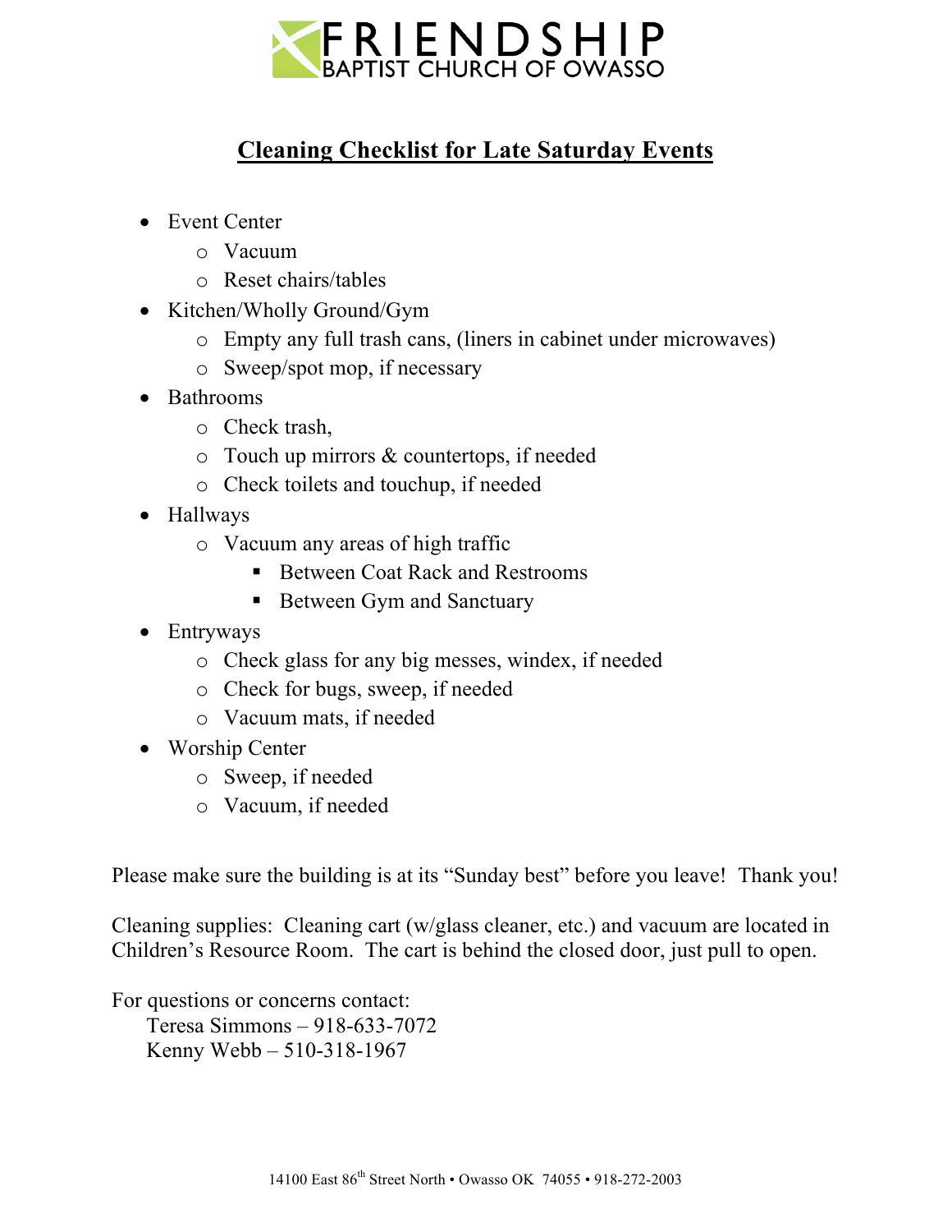FRIENDSHIP
BAPTIST CHURCH OF OWASSO

## Cleaning Checklist for Late Saturday Events

- Event Center
  - Vacuum
  - Reset chairs/tables
- Kitchen/Wholly Ground/Gym
  - Empty any full trash cans, (liners in cabinet under microwaves)
  - Sweep/spot mop, if necessary
- Bathrooms
  - Check trash,
  - Touch up mirrors & countertops, if needed
  - Check toilets and touchup, if needed
- Hallways
  - Vacuum any areas of high traffic
    - Between Coat Rack and Restrooms
    - Between Gym and Sanctuary
- Entryways
  - Check glass for any big messes, windex, if needed
  - Check for bugs, sweep, if needed
  - Vacuum mats, if needed
- Worship Center
  - Sweep, if needed
  - Vacuum, if needed

Please make sure the building is at its "Sunday best" before you leave! Thank you!

Cleaning supplies: Cleaning cart (w/glass cleaner, etc.) and vacuum are located in Children's Resource Room. The cart is behind the closed door, just pull to open.

For questions or concerns contact:
Teresa Simmons – 918-633-7072
Kenny Webb – 510-318-1967

14100 East 86th Street North • Owasso OK 74055 • 918-272-2003